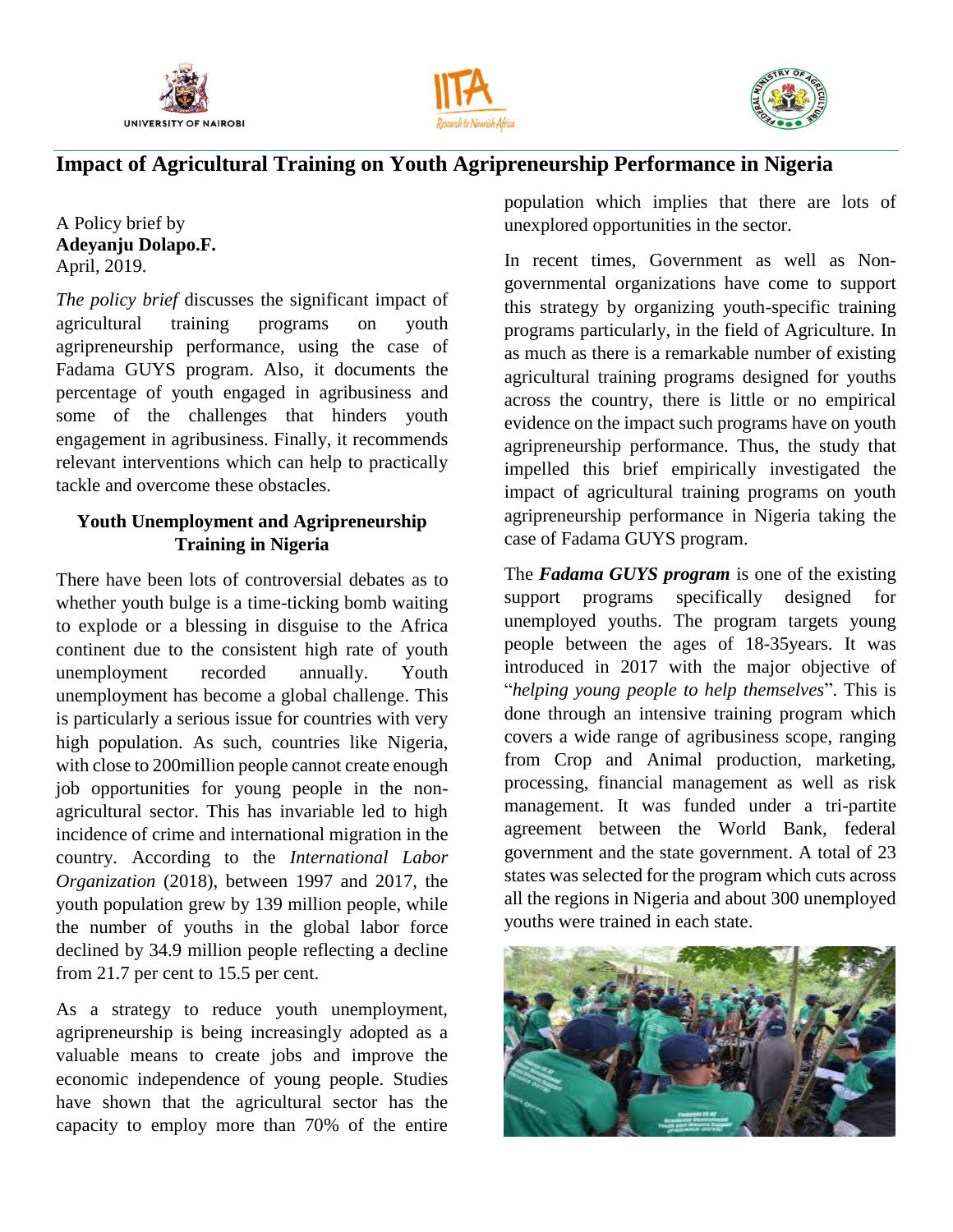# Impact of Agricultural Training on Youth Agripreneurship Performance in Nigeria

A Policy brief by
**Adeyanju Dolapo.F.**
April, 2019.

*The policy brief* discusses the significant impact of agricultural training programs on youth agripreneurship performance, using the case of Fadama GUYS program. Also, it documents the percentage of youth engaged in agribusiness and some of the challenges that hinders youth engagement in agribusiness. Finally, it recommends relevant interventions which can help to practically tackle and overcome these obstacles.

## Youth Unemployment and Agripreneurship Training in Nigeria

There have been lots of controversial debates as to whether youth bulge is a time-ticking bomb waiting to explode or a blessing in disguise to the Africa continent due to the consistent high rate of youth unemployment recorded annually. Youth unemployment has become a global challenge. This is particularly a serious issue for countries with very high population. As such, countries like Nigeria, with close to 200million people cannot create enough job opportunities for young people in the non-agricultural sector. This has invariable led to high incidence of crime and international migration in the country. According to the *International Labor Organization* (2018), between 1997 and 2017, the youth population grew by 139 million people, while the number of youths in the global labor force declined by 34.9 million people reflecting a decline from 21.7 per cent to 15.5 per cent.

As a strategy to reduce youth unemployment, agripreneurship is being increasingly adopted as a valuable means to create jobs and improve the economic independence of young people. Studies have shown that the agricultural sector has the capacity to employ more than 70% of the entire population which implies that there are lots of unexplored opportunities in the sector.

In recent times, Government as well as Non-governmental organizations have come to support this strategy by organizing youth-specific training programs particularly, in the field of Agriculture. In as much as there is a remarkable number of existing agricultural training programs designed for youths across the country, there is little or no empirical evidence on the impact such programs have on youth agripreneurship performance. Thus, the study that impelled this brief empirically investigated the impact of agricultural training programs on youth agripreneurship performance in Nigeria taking the case of Fadama GUYS program.

The ***Fadama GUYS program*** is one of the existing support programs specifically designed for unemployed youths. The program targets young people between the ages of 18-35years. It was introduced in 2017 with the major objective of "*helping young people to help themselves*". This is done through an intensive training program which covers a wide range of agribusiness scope, ranging from Crop and Animal production, marketing, processing, financial management as well as risk management. It was funded under a tri-partite agreement between the World Bank, federal government and the state government. A total of 23 states was selected for the program which cuts across all the regions in Nigeria and about 300 unemployed youths were trained in each state.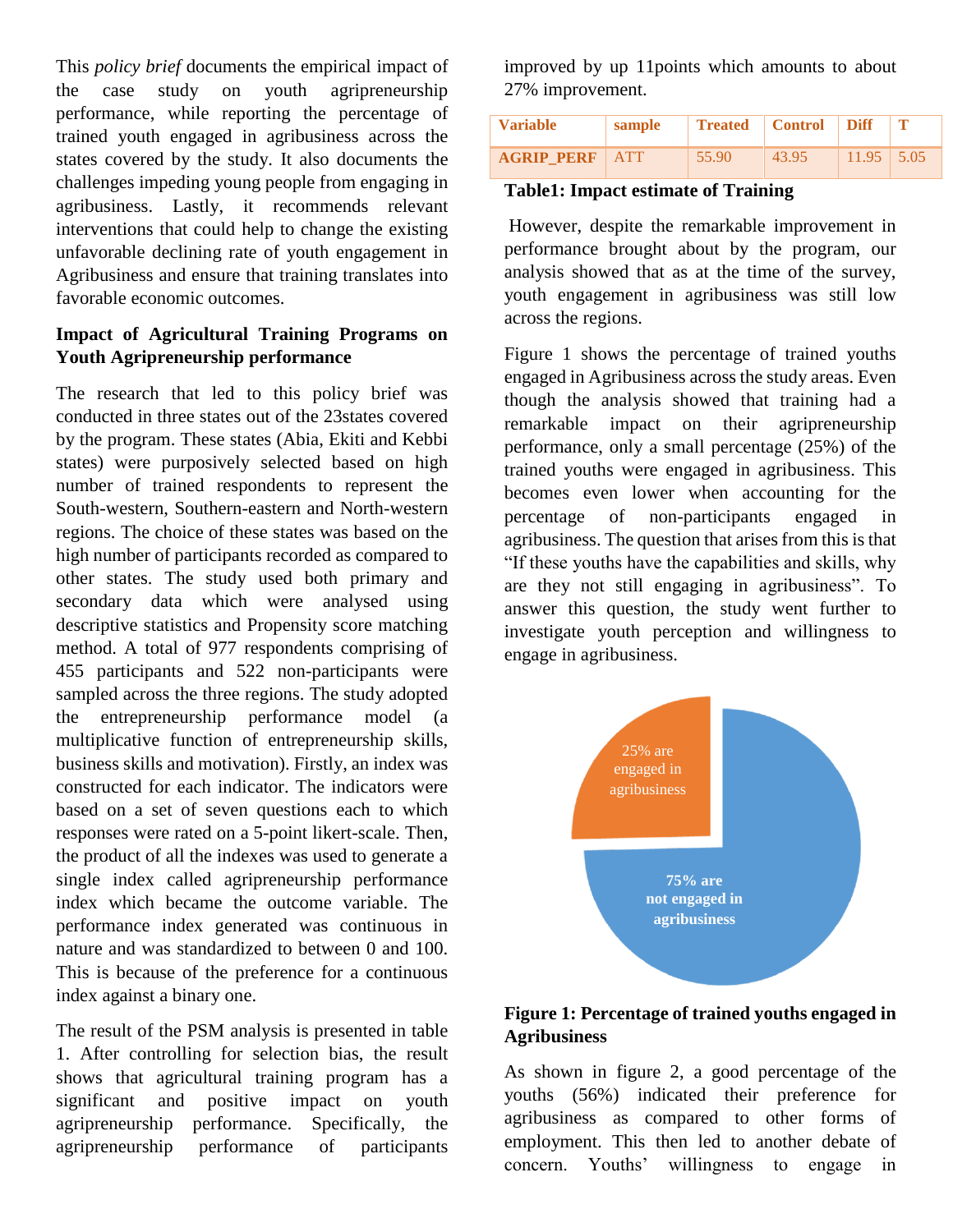This *policy brief* documents the empirical impact of the case study on youth agripreneurship performance, while reporting the percentage of trained youth engaged in agribusiness across the states covered by the study. It also documents the challenges impeding young people from engaging in agribusiness. Lastly, it recommends relevant interventions that could help to change the existing unfavorable declining rate of youth engagement in Agribusiness and ensure that training translates into favorable economic outcomes.

## Impact of Agricultural Training Programs on Youth Agripreneurship performance

The research that led to this policy brief was conducted in three states out of the 23states covered by the program. These states (Abia, Ekiti and Kebbi states) were purposively selected based on high number of trained respondents to represent the South-western, Southern-eastern and North-western regions. The choice of these states was based on the high number of participants recorded as compared to other states. The study used both primary and secondary data which were analysed using descriptive statistics and Propensity score matching method. A total of 977 respondents comprising of 455 participants and 522 non-participants were sampled across the three regions. The study adopted the entrepreneurship performance model (a multiplicative function of entrepreneurship skills, business skills and motivation). Firstly, an index was constructed for each indicator. The indicators were based on a set of seven questions each to which responses were rated on a 5-point likert-scale. Then, the product of all the indexes was used to generate a single index called agripreneurship performance index which became the outcome variable. The performance index generated was continuous in nature and was standardized to between 0 and 100. This is because of the preference for a continuous index against a binary one.

The result of the PSM analysis is presented in table 1. After controlling for selection bias, the result shows that agricultural training program has a significant and positive impact on youth agripreneurship performance. Specifically, the agripreneurship performance of participants improved by up 11points which amounts to about 27% improvement.

| Variable | sample | Treated | Control | Diff | T |
|---|---|---|---|---|---|
| AGRIP_PERF | ATT | 55.90 | 43.95 | 11.95 | 5.05 |

**Table1: Impact estimate of Training**

However, despite the remarkable improvement in performance brought about by the program, our analysis showed that as at the time of the survey, youth engagement in agribusiness was still low across the regions.

Figure 1 shows the percentage of trained youths engaged in Agribusiness across the study areas. Even though the analysis showed that training had a remarkable impact on their agripreneurship performance, only a small percentage (25%) of the trained youths were engaged in agribusiness. This becomes even lower when accounting for the percentage of non-participants engaged in agribusiness. The question that arises from this is that "If these youths have the capabilities and skills, why are they not still engaging in agribusiness". To answer this question, the study went further to investigate youth perception and willingness to engage in agribusiness.

25% are engaged in agribusiness

75% are not engaged in agribusiness

**Figure 1: Percentage of trained youths engaged in Agribusiness**

As shown in figure 2, a good percentage of the youths (56%) indicated their preference for agribusiness as compared to other forms of employment. This then led to another debate of concern. Youths' willingness to engage in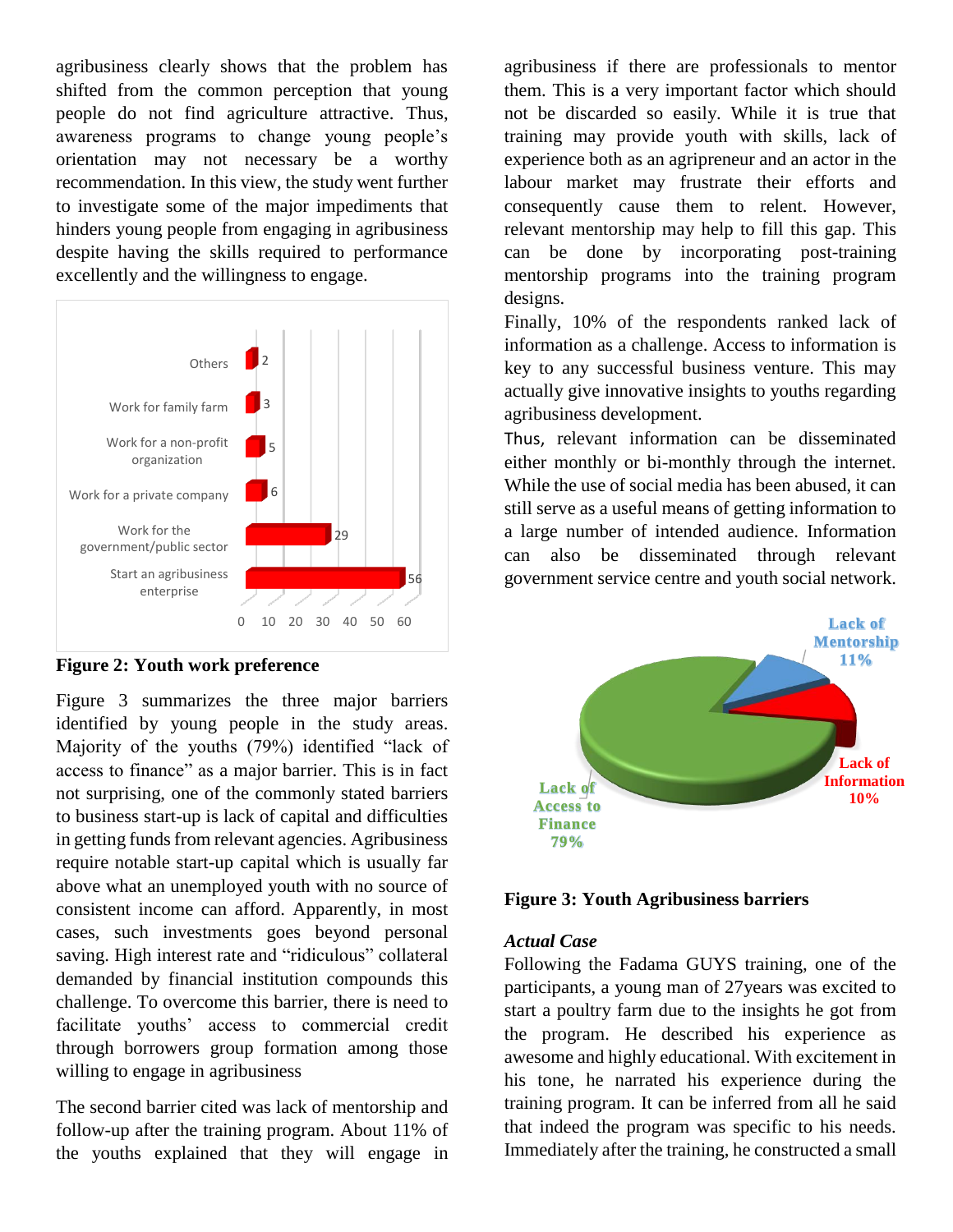agribusiness clearly shows that the problem has shifted from the common perception that young people do not find agriculture attractive. Thus, awareness programs to change young people's orientation may not necessary be a worthy recommendation. In this view, the study went further to investigate some of the major impediments that hinders young people from engaging in agribusiness despite having the skills required to performance excellently and the willingness to engage.

**Figure 2: Youth work preference**

Figure 3 summarizes the three major barriers identified by young people in the study areas. Majority of the youths (79%) identified "lack of access to finance" as a major barrier. This is in fact not surprising, one of the commonly stated barriers to business start-up is lack of capital and difficulties in getting funds from relevant agencies. Agribusiness require notable start-up capital which is usually far above what an unemployed youth with no source of consistent income can afford. Apparently, in most cases, such investments goes beyond personal saving. High interest rate and "ridiculous" collateral demanded by financial institution compounds this challenge. To overcome this barrier, there is need to facilitate youths' access to commercial credit through borrowers group formation among those willing to engage in agribusiness

The second barrier cited was lack of mentorship and follow-up after the training program. About 11% of the youths explained that they will engage in agribusiness if there are professionals to mentor them. This is a very important factor which should not be discarded so easily. While it is true that training may provide youth with skills, lack of experience both as an agripreneur and an actor in the labour market may frustrate their efforts and consequently cause them to relent. However, relevant mentorship may help to fill this gap. This can be done by incorporating post-training mentorship programs into the training program designs.

Finally, 10% of the respondents ranked lack of information as a challenge. Access to information is key to any successful business venture. This may actually give innovative insights to youths regarding agribusiness development.

Thus, relevant information can be disseminated either monthly or bi-monthly through the internet. While the use of social media has been abused, it can still serve as a useful means of getting information to a large number of intended audience. Information can also be disseminated through relevant government service centre and youth social network.

**Figure 3: Youth Agribusiness barriers**

***Actual Case***

Following the Fadama GUYS training, one of the participants, a young man of 27years was excited to start a poultry farm due to the insights he got from the program. He described his experience as awesome and highly educational. With excitement in his tone, he narrated his experience during the training program. It can be inferred from all he said that indeed the program was specific to his needs. Immediately after the training, he constructed a small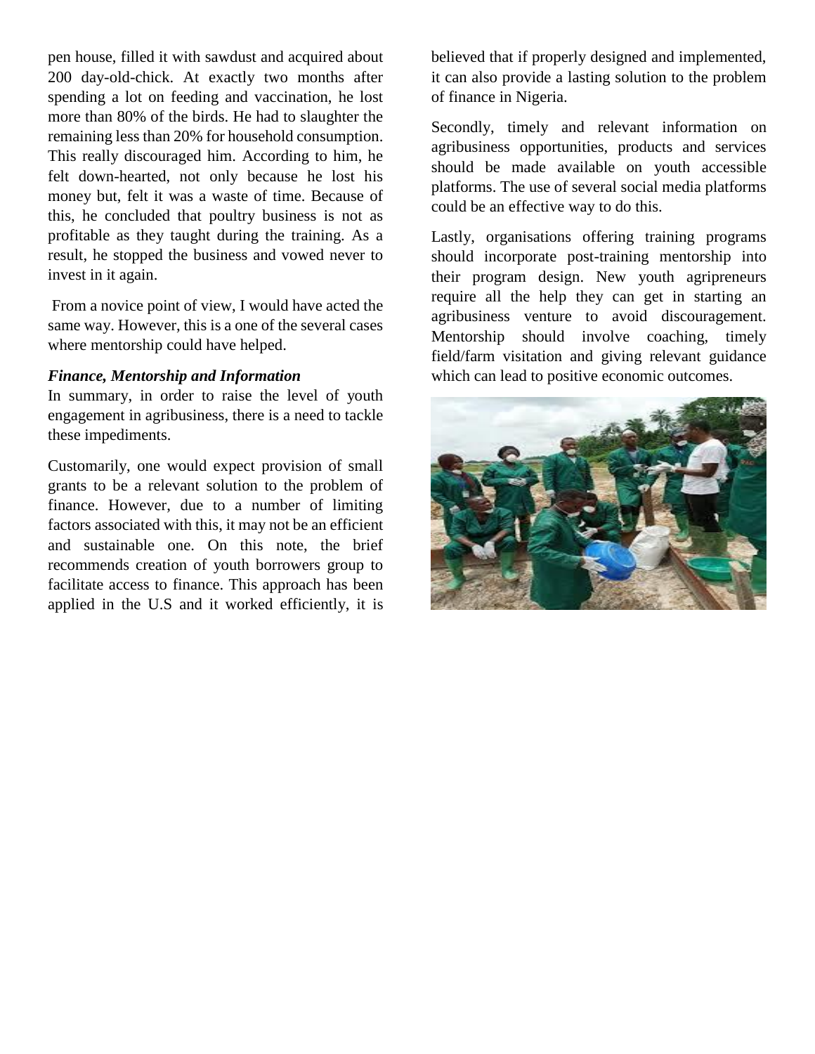pen house, filled it with sawdust and acquired about 200 day-old-chick. At exactly two months after spending a lot on feeding and vaccination, he lost more than 80% of the birds. He had to slaughter the remaining less than 20% for household consumption. This really discouraged him. According to him, he felt down-hearted, not only because he lost his money but, felt it was a waste of time. Because of this, he concluded that poultry business is not as profitable as they taught during the training. As a result, he stopped the business and vowed never to invest in it again.

From a novice point of view, I would have acted the same way. However, this is a one of the several cases where mentorship could have helped.

***Finance, Mentorship and Information***

In summary, in order to raise the level of youth engagement in agribusiness, there is a need to tackle these impediments.

Customarily, one would expect provision of small grants to be a relevant solution to the problem of finance. However, due to a number of limiting factors associated with this, it may not be an efficient and sustainable one. On this note, the brief recommends creation of youth borrowers group to facilitate access to finance. This approach has been applied in the U.S and it worked efficiently, it is believed that if properly designed and implemented, it can also provide a lasting solution to the problem of finance in Nigeria.

Secondly, timely and relevant information on agribusiness opportunities, products and services should be made available on youth accessible platforms. The use of several social media platforms could be an effective way to do this.

Lastly, organisations offering training programs should incorporate post-training mentorship into their program design. New youth agripreneurs require all the help they can get in starting an agribusiness venture to avoid discouragement. Mentorship should involve coaching, timely field/farm visitation and giving relevant guidance which can lead to positive economic outcomes.